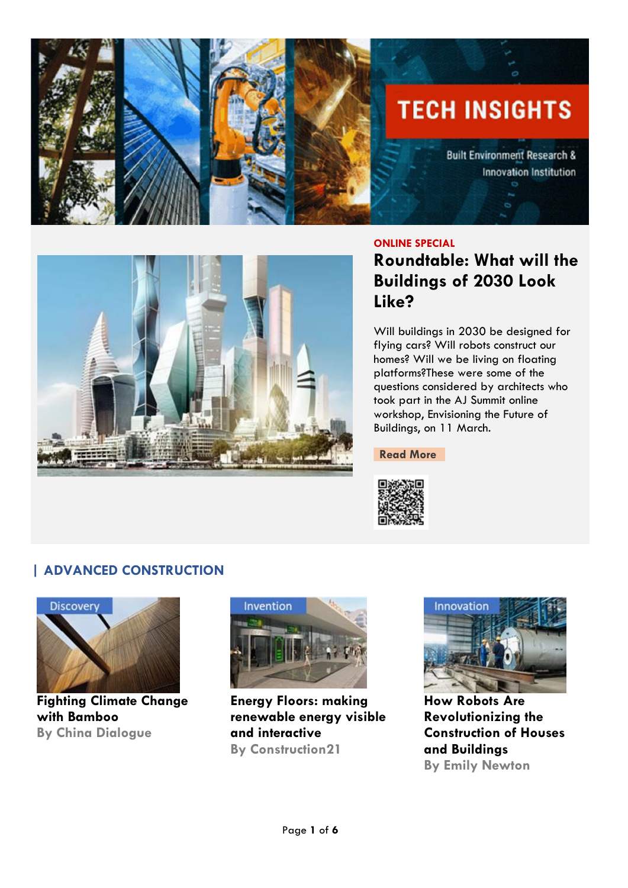# TECH INSIGHTS

Built Environment Research & Innovation Institution

**ONLINE SPECIAL**

## Roundtable: What will the Buildings of 2030 Look Like?

Will buildings in 2030 be designed for flying cars? Will robots construct our homes? Will we be living on floating platforms?These were some of the questions considered by architects who took part in the AJ Summit online workshop, Envisioning the Future of Buildings, on 11 March.

**Read More**

## | ADVANCED CONSTRUCTION

Discovery

**Fighting Climate Change with Bamboo**
By China Dialogue

Invention

**Energy Floors: making renewable energy visible and interactive**
By Construction21

Innovation

**How Robots Are Revolutionizing the Construction of Houses and Buildings**
By Emily Newton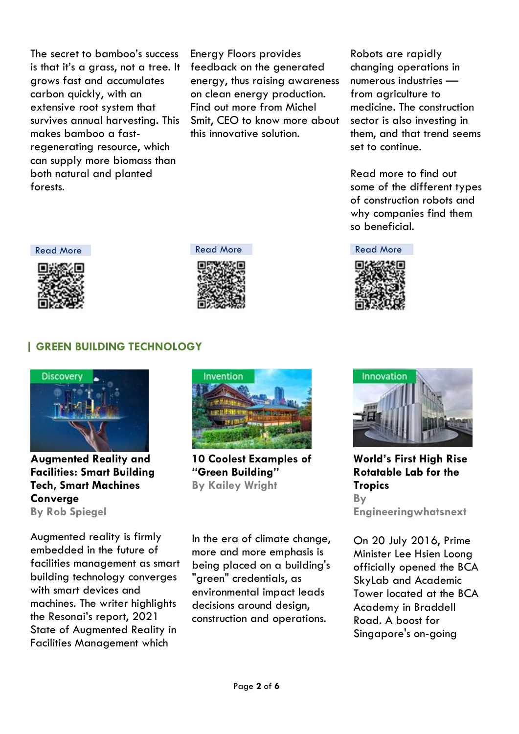The secret to bamboo's success is that it's a grass, not a tree. It grows fast and accumulates carbon quickly, with an extensive root system that survives annual harvesting. This makes bamboo a fast-regenerating resource, which can supply more biomass than both natural and planted forests.

Read More

Energy Floors provides feedback on the generated energy, thus raising awareness on clean energy production. Find out more from Michel Smit, CEO to know more about this innovative solution.

Read More

Robots are rapidly changing operations in numerous industries — from agriculture to medicine. The construction sector is also investing in them, and that trend seems set to continue.

Read more to find out some of the different types of construction robots and why companies find them so beneficial.

Read More

## | GREEN BUILDING TECHNOLOGY

Discovery

**Augmented Reality and Facilities: Smart Building Tech, Smart Machines Converge**
**By Rob Spiegel**

Augmented reality is firmly embedded in the future of facilities management as smart building technology converges with smart devices and machines. The writer highlights the Resonai's report, 2021 State of Augmented Reality in Facilities Management which

Invention

**10 Coolest Examples of "Green Building"**
**By Kailey Wright**

In the era of climate change, more and more emphasis is being placed on a building's "green" credentials, as environmental impact leads decisions around design, construction and operations.

Innovation

**World's First High Rise Rotatable Lab for the Tropics**
**By Engineeringwhatsnext**

On 20 July 2016, Prime Minister Lee Hsien Loong officially opened the BCA SkyLab and Academic Tower located at the BCA Academy in Braddell Road. A boost for Singapore's on-going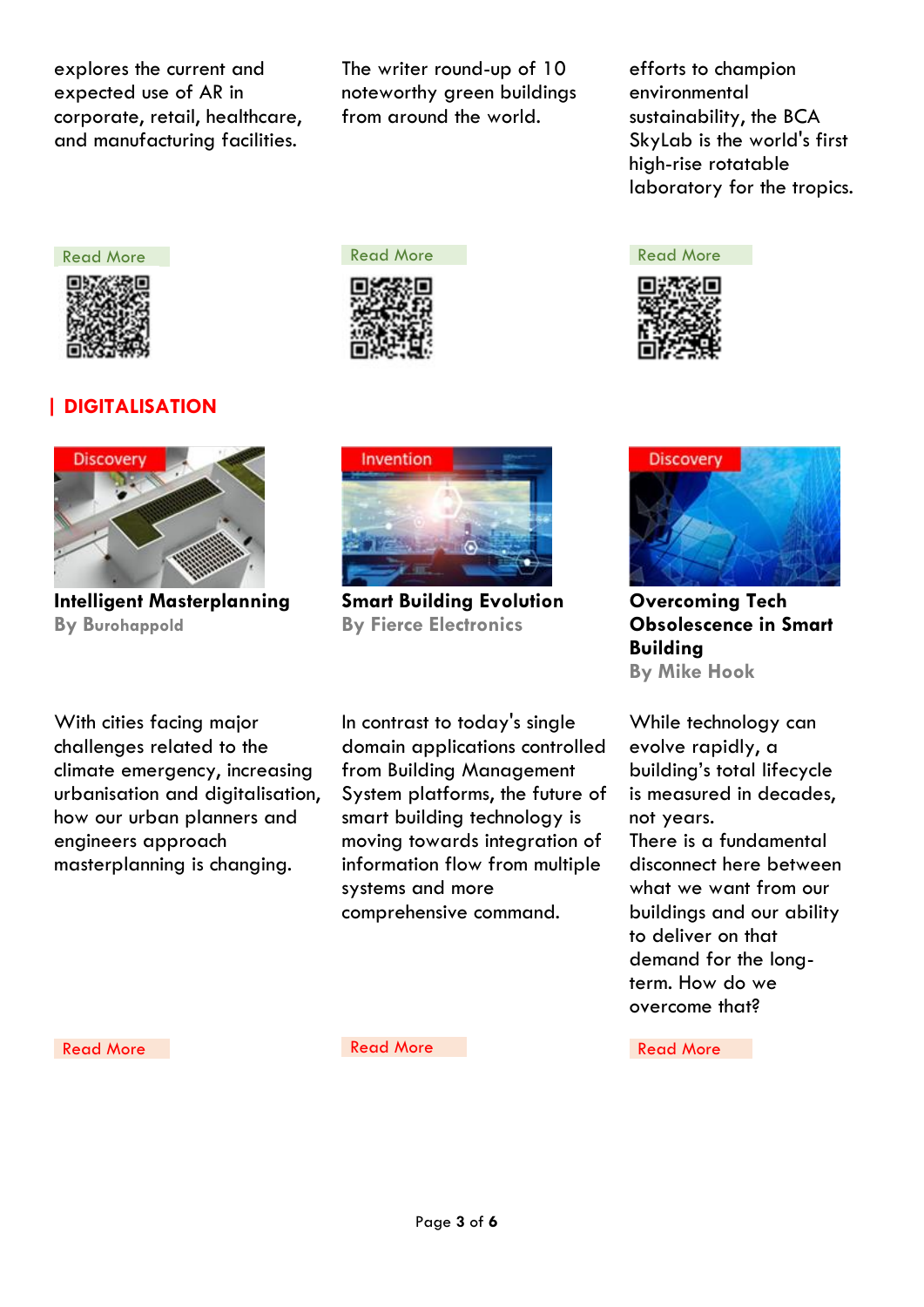explores the current and expected use of AR in corporate, retail, healthcare, and manufacturing facilities.

Read More

The writer round-up of 10 noteworthy green buildings from around the world.

Read More

efforts to champion environmental sustainability, the BCA SkyLab is the world's first high-rise rotatable laboratory for the tropics.

Read More

## | DIGITALISATION

Discovery

**Intelligent Masterplanning**
**By Burohappold**

With cities facing major challenges related to the climate emergency, increasing urbanisation and digitalisation, how our urban planners and engineers approach masterplanning is changing.

Read More

Invention

**Smart Building Evolution**
**By Fierce Electronics**

In contrast to today's single domain applications controlled from Building Management System platforms, the future of smart building technology is moving towards integration of information flow from multiple systems and more comprehensive command.

Read More

Discovery

**Overcoming Tech Obsolescence in Smart Building**
**By Mike Hook**

While technology can evolve rapidly, a building's total lifecycle is measured in decades, not years.
There is a fundamental disconnect here between what we want from our buildings and our ability to deliver on that demand for the long-term. How do we overcome that?

Read More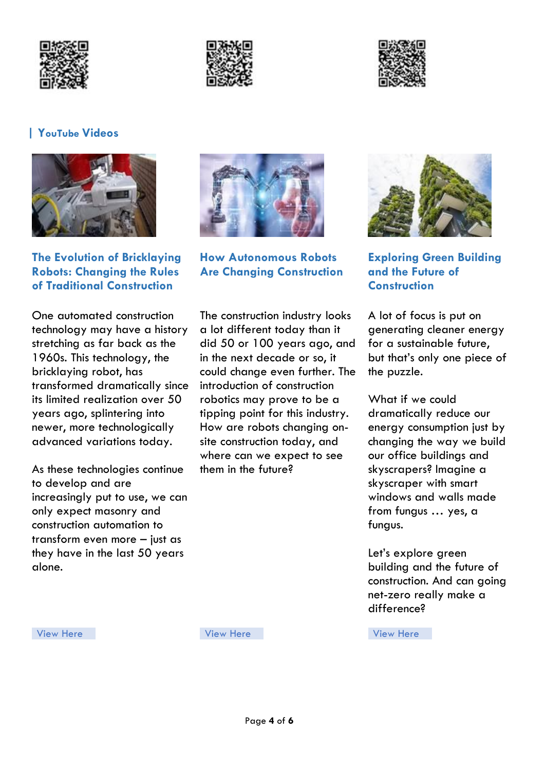## YouTube Videos

### The Evolution of Bricklaying Robots: Changing the Rules of Traditional Construction

One automated construction technology may have a history stretching as far back as the 1960s. This technology, the bricklaying robot, has transformed dramatically since its limited realization over 50 years ago, splintering into newer, more technologically advanced variations today.

As these technologies continue to develop and are increasingly put to use, we can only expect masonry and construction automation to transform even more – just as they have in the last 50 years alone.

View Here

### How Autonomous Robots Are Changing Construction

The construction industry looks a lot different today than it did 50 or 100 years ago, and in the next decade or so, it could change even further. The introduction of construction robotics may prove to be a tipping point for this industry. How are robots changing on-site construction today, and where can we expect to see them in the future?

View Here

### Exploring Green Building and the Future of Construction

A lot of focus is put on generating cleaner energy for a sustainable future, but that's only one piece of the puzzle.

What if we could dramatically reduce our energy consumption just by changing the way we build our office buildings and skyscrapers? Imagine a skyscraper with smart windows and walls made from fungus … yes, a fungus.

Let's explore green building and the future of construction. And can going net-zero really make a difference?

View Here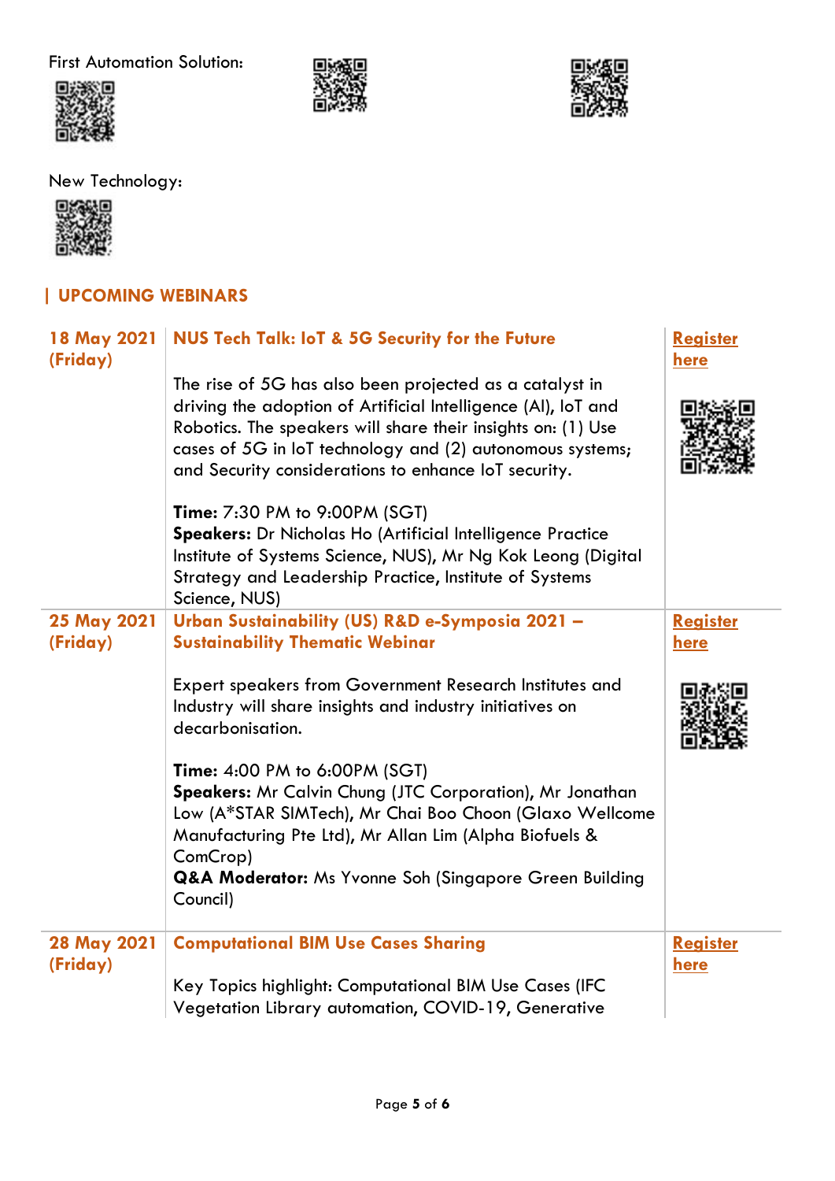First Automation Solution:

New Technology:

## | UPCOMING WEBINARS

| Date | Webinar | Registration |
|---|---|---|
| **18 May 2021 (Friday)** | **NUS Tech Talk: IoT & 5G Security for the Future**<br><br>The rise of 5G has also been projected as a catalyst in driving the adoption of Artificial Intelligence (AI), IoT and Robotics. The speakers will share their insights on: (1) Use cases of 5G in IoT technology and (2) autonomous systems; and Security considerations to enhance IoT security.<br><br>**Time:** 7:30 PM to 9:00PM (SGT)<br>**Speakers:** Dr Nicholas Ho (Artificial Intelligence Practice Institute of Systems Science, NUS), Mr Ng Kok Leong (Digital Strategy and Leadership Practice, Institute of Systems Science, NUS) | Register here |
| **25 May 2021 (Friday)** | **Urban Sustainability (US) R&D e-Symposia 2021 – Sustainability Thematic Webinar**<br><br>Expert speakers from Government Research Institutes and Industry will share insights and industry initiatives on decarbonisation.<br><br>**Time:** 4:00 PM to 6:00PM (SGT)<br>**Speakers:** Mr Calvin Chung (JTC Corporation), Mr Jonathan Low (A*STAR SIMTech), Mr Chai Boo Choon (Glaxo Wellcome Manufacturing Pte Ltd), Mr Allan Lim (Alpha Biofuels & ComCrop)<br>**Q&A Moderator:** Ms Yvonne Soh (Singapore Green Building Council) | Register here |
| **28 May 2021 (Friday)** | **Computational BIM Use Cases Sharing**<br><br>Key Topics highlight: Computational BIM Use Cases (IFC Vegetation Library automation, COVID-19, Generative | Register here |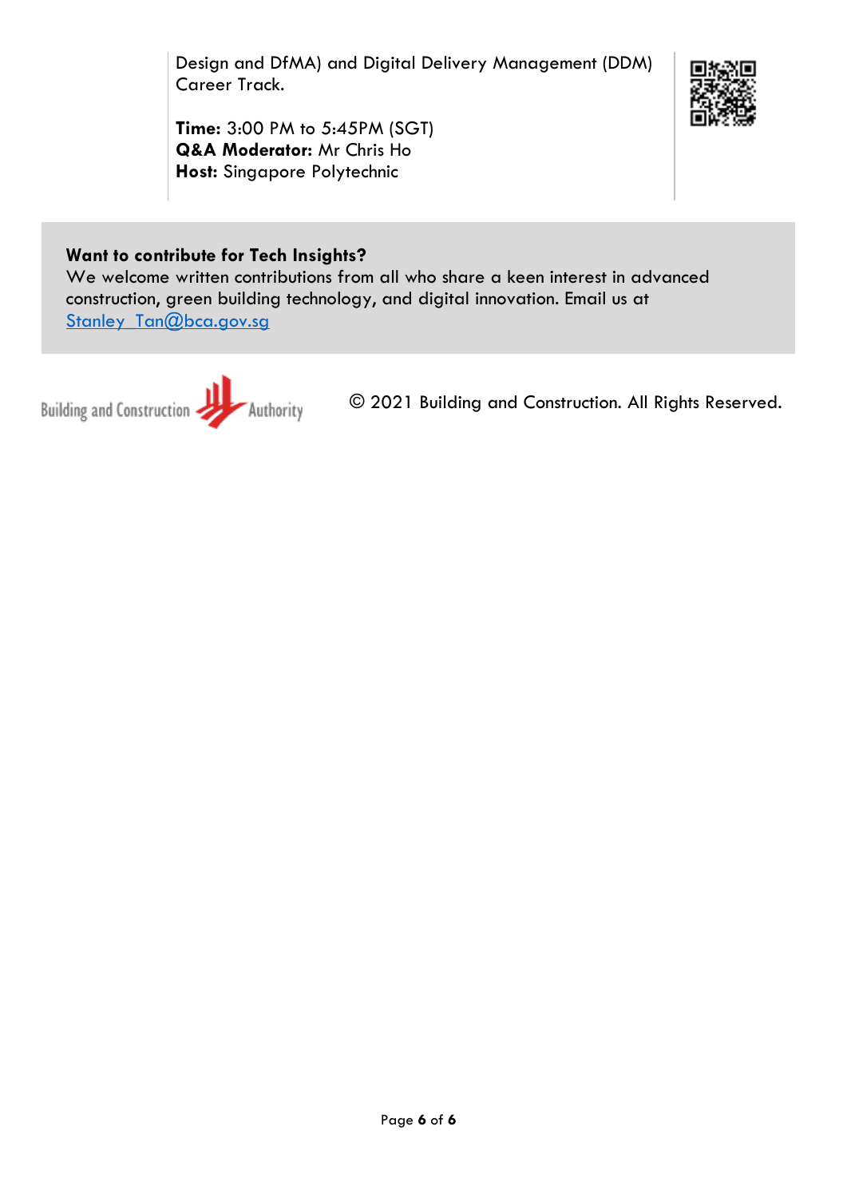Design and DfMA) and Digital Delivery Management (DDM) Career Track.

**Time:** 3:00 PM to 5:45PM (SGT)
**Q&A Moderator:** Mr Chris Ho
**Host:** Singapore Polytechnic

**Want to contribute for Tech Insights?**
We welcome written contributions from all who share a keen interest in advanced construction, green building technology, and digital innovation. Email us at [Stanley_Tan@bca.gov.sg](mailto:Stanley_Tan@bca.gov.sg)

Building and Construction Authority

© 2021 Building and Construction. All Rights Reserved.